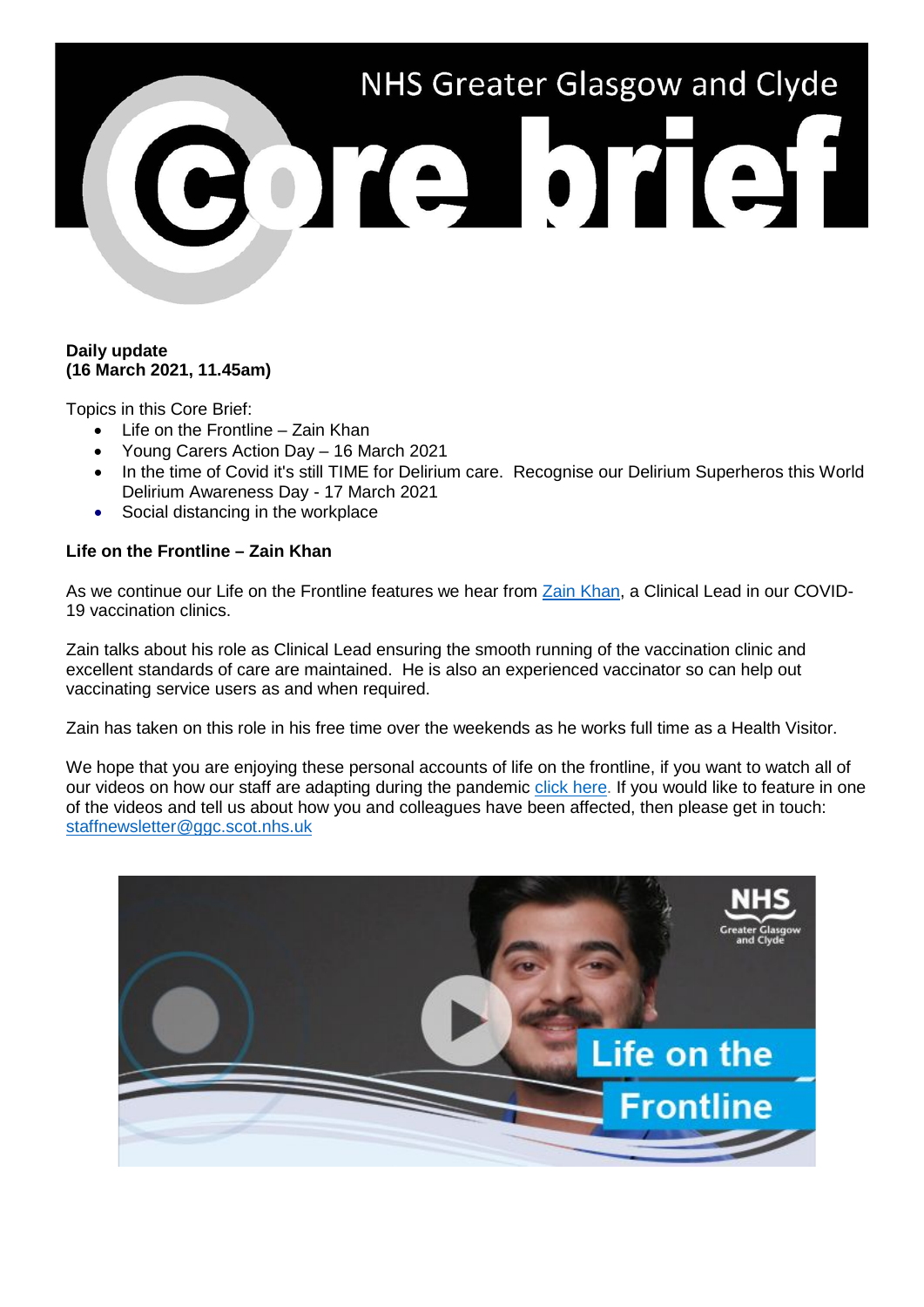# NHS Greater Glasgow and Clyde Core brief

**Daily update**
**(16 March 2021, 11.45am)**

Topics in this Core Brief:

- Life on the Frontline – Zain Khan
- Young Carers Action Day – 16 March 2021
- In the time of Covid it's still TIME for Delirium care. Recognise our Delirium Superheros this World Delirium Awareness Day - 17 March 2021
- Social distancing in the workplace

**Life on the Frontline – Zain Khan**

As we continue our Life on the Frontline features we hear from Zain Khan, a Clinical Lead in our COVID-19 vaccination clinics.

Zain talks about his role as Clinical Lead ensuring the smooth running of the vaccination clinic and excellent standards of care are maintained. He is also an experienced vaccinator so can help out vaccinating service users as and when required.

Zain has taken on this role in his free time over the weekends as he works full time as a Health Visitor.

We hope that you are enjoying these personal accounts of life on the frontline, if you want to watch all of our videos on how our staff are adapting during the pandemic click here. If you would like to feature in one of the videos and tell us about how you and colleagues have been affected, then please get in touch: staffnewsletter@ggc.scot.nhs.uk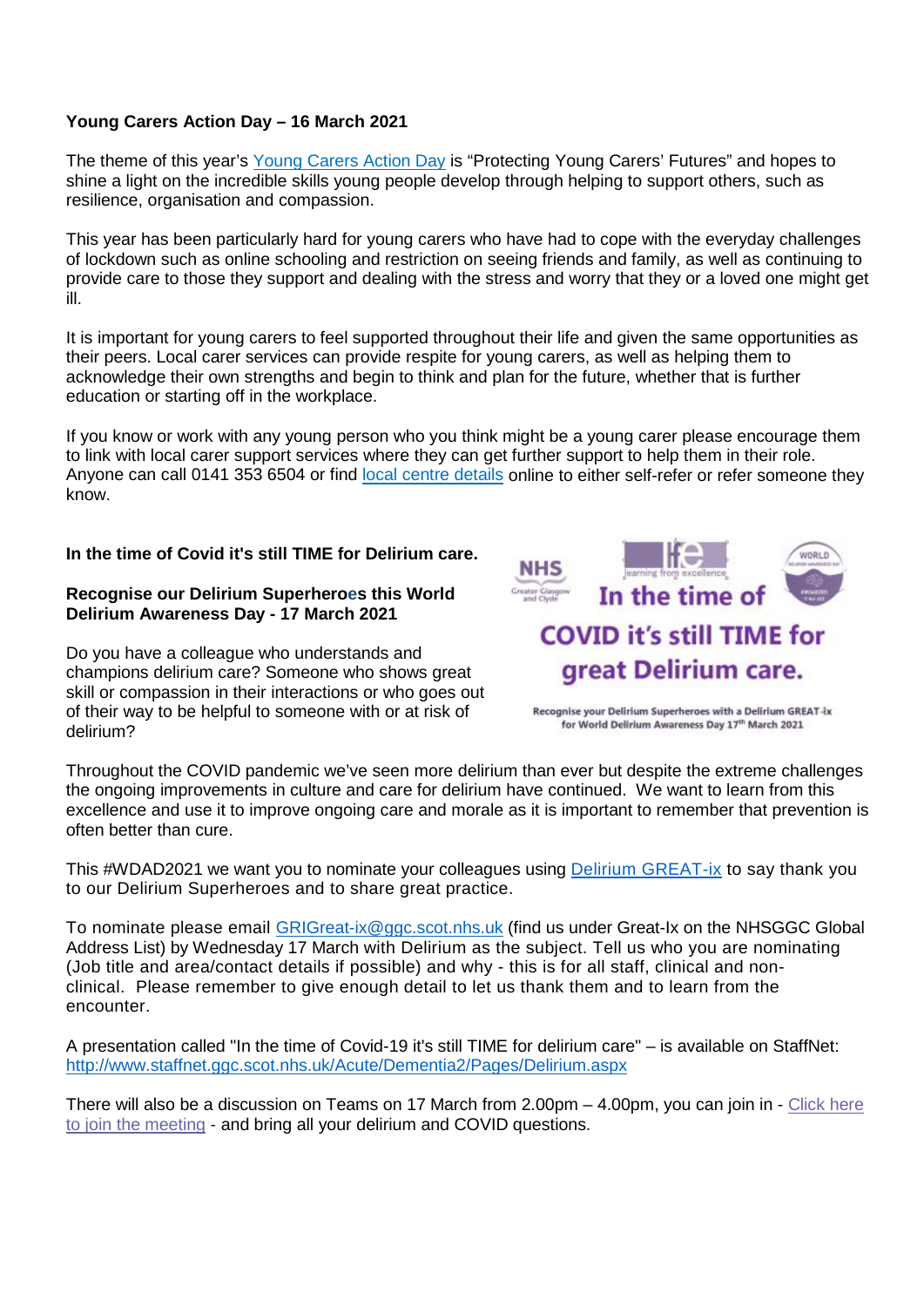**Young Carers Action Day – 16 March 2021**

The theme of this year's Young Carers Action Day is "Protecting Young Carers' Futures" and hopes to shine a light on the incredible skills young people develop through helping to support others, such as resilience, organisation and compassion.

This year has been particularly hard for young carers who have had to cope with the everyday challenges of lockdown such as online schooling and restriction on seeing friends and family, as well as continuing to provide care to those they support and dealing with the stress and worry that they or a loved one might get ill.

It is important for young carers to feel supported throughout their life and given the same opportunities as their peers. Local carer services can provide respite for young carers, as well as helping them to acknowledge their own strengths and begin to think and plan for the future, whether that is further education or starting off in the workplace.

If you know or work with any young person who you think might be a young carer please encourage them to link with local carer support services where they can get further support to help them in their role. Anyone can call 0141 353 6504 or find local centre details online to either self-refer or refer someone they know.

**In the time of Covid it's still TIME for Delirium care.**

**Recognise our Delirium Superheroes this World Delirium Awareness Day - 17 March 2021**

Do you have a colleague who understands and champions delirium care? Someone who shows great skill or compassion in their interactions or who goes out of their way to be helpful to someone with or at risk of delirium?

Throughout the COVID pandemic we've seen more delirium than ever but despite the extreme challenges the ongoing improvements in culture and care for delirium have continued. We want to learn from this excellence and use it to improve ongoing care and morale as it is important to remember that prevention is often better than cure.

This #WDAD2021 we want you to nominate your colleagues using Delirium GREAT-ix to say thank you to our Delirium Superheroes and to share great practice.

To nominate please email GRIGreat-ix@ggc.scot.nhs.uk (find us under Great-Ix on the NHSGGC Global Address List) by Wednesday 17 March with Delirium as the subject. Tell us who you are nominating (Job title and area/contact details if possible) and why - this is for all staff, clinical and non-clinical. Please remember to give enough detail to let us thank them and to learn from the encounter.

A presentation called "In the time of Covid-19 it's still TIME for delirium care" – is available on StaffNet: http://www.staffnet.ggc.scot.nhs.uk/Acute/Dementia2/Pages/Delirium.aspx

There will also be a discussion on Teams on 17 March from 2.00pm – 4.00pm, you can join in - Click here to join the meeting - and bring all your delirium and COVID questions.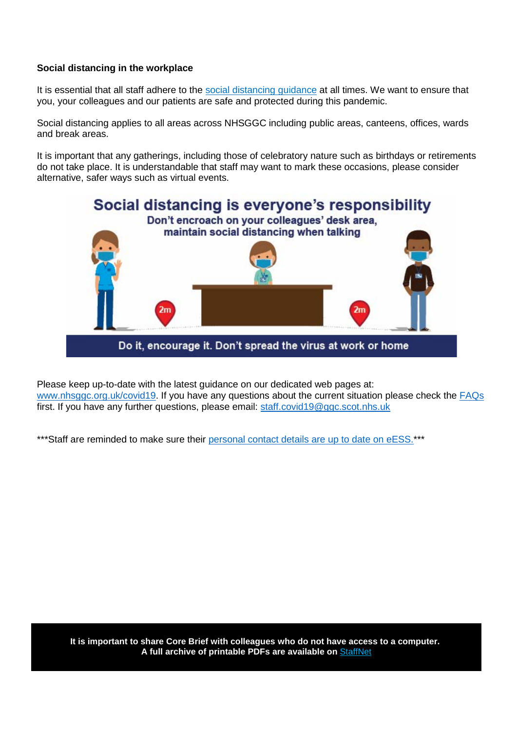**Social distancing in the workplace**

It is essential that all staff adhere to the social distancing guidance at all times. We want to ensure that you, your colleagues and our patients are safe and protected during this pandemic.

Social distancing applies to all areas across NHSGGC including public areas, canteens, offices, wards and break areas.

It is important that any gatherings, including those of celebratory nature such as birthdays or retirements do not take place. It is understandable that staff may want to mark these occasions, please consider alternative, safer ways such as virtual events.

Social distancing is everyone's responsibility

Don't encroach on your colleagues' desk area, maintain social distancing when talking

2m

2m

Do it, encourage it. Don't spread the virus at work or home

Please keep up-to-date with the latest guidance on our dedicated web pages at: www.nhsggc.org.uk/covid19. If you have any questions about the current situation please check the FAQs first. If you have any further questions, please email: staff.covid19@ggc.scot.nhs.uk

***Staff are reminded to make sure their personal contact details are up to date on eESS.***

**It is important to share Core Brief with colleagues who do not have access to a computer. A full archive of printable PDFs are available on StaffNet**